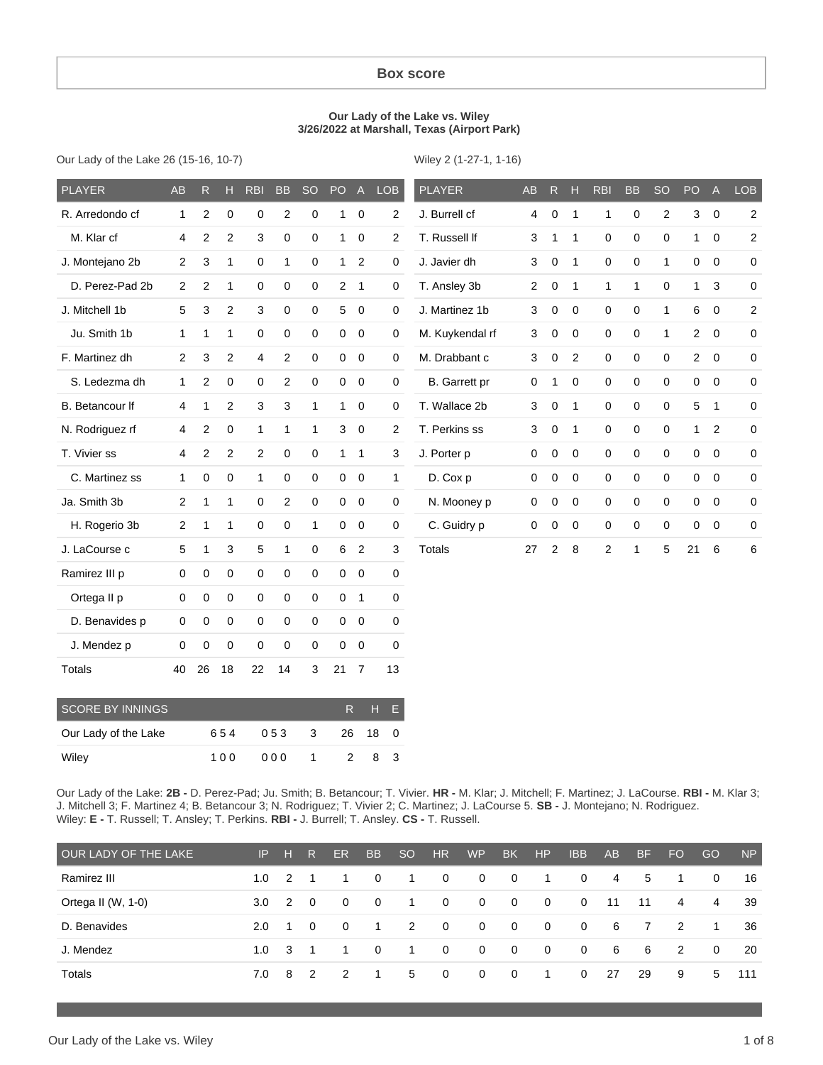# Box score

**Our Lady of the Lake vs. Wiley**
**3/26/2022 at Marshall, Texas (Airport Park)**

Our Lady of the Lake 26 (15-16, 10-7)

| PLAYER | AB | R | H | RBI | BB | SO | PO | A | LOB |
|---|---|---|---|---|---|---|---|---|---|
| R. Arredondo cf | 1 | 2 | 0 | 0 | 2 | 0 | 1 | 0 | 2 |
| M. Klar cf | 4 | 2 | 2 | 3 | 0 | 0 | 1 | 0 | 2 |
| J. Montejano 2b | 2 | 3 | 1 | 0 | 1 | 0 | 1 | 2 | 0 |
| D. Perez-Pad 2b | 2 | 2 | 1 | 0 | 0 | 0 | 2 | 1 | 0 |
| J. Mitchell 1b | 5 | 3 | 2 | 3 | 0 | 0 | 5 | 0 | 0 |
| Ju. Smith 1b | 1 | 1 | 1 | 0 | 0 | 0 | 0 | 0 | 0 |
| F. Martinez dh | 2 | 3 | 2 | 4 | 2 | 0 | 0 | 0 | 0 |
| S. Ledezma dh | 1 | 2 | 0 | 0 | 2 | 0 | 0 | 0 | 0 |
| B. Betancour lf | 4 | 1 | 2 | 3 | 3 | 1 | 1 | 0 | 0 |
| N. Rodriguez rf | 4 | 2 | 0 | 1 | 1 | 1 | 3 | 0 | 2 |
| T. Vivier ss | 4 | 2 | 2 | 2 | 0 | 0 | 1 | 1 | 3 |
| C. Martinez ss | 1 | 0 | 0 | 1 | 0 | 0 | 0 | 0 | 1 |
| Ja. Smith 3b | 2 | 1 | 1 | 0 | 2 | 0 | 0 | 0 | 0 |
| H. Rogerio 3b | 2 | 1 | 1 | 0 | 0 | 1 | 0 | 0 | 0 |
| J. LaCourse c | 5 | 1 | 3 | 5 | 1 | 0 | 6 | 2 | 3 |
| Ramirez III p | 0 | 0 | 0 | 0 | 0 | 0 | 0 | 0 | 0 |
| Ortega II p | 0 | 0 | 0 | 0 | 0 | 0 | 0 | 1 | 0 |
| D. Benavides p | 0 | 0 | 0 | 0 | 0 | 0 | 0 | 0 | 0 |
| J. Mendez p | 0 | 0 | 0 | 0 | 0 | 0 | 0 | 0 | 0 |
| Totals | 40 | 26 | 18 | 22 | 14 | 3 | 21 | 7 | 13 |

Wiley 2 (1-27-1, 1-16)

| PLAYER | AB | R | H | RBI | BB | SO | PO | A | LOB |
|---|---|---|---|---|---|---|---|---|---|
| J. Burrell cf | 4 | 0 | 1 | 1 | 0 | 2 | 3 | 0 | 2 |
| T. Russell lf | 3 | 1 | 1 | 0 | 0 | 0 | 1 | 0 | 2 |
| J. Javier dh | 3 | 0 | 1 | 0 | 0 | 1 | 0 | 0 | 0 |
| T. Ansley 3b | 2 | 0 | 1 | 1 | 1 | 0 | 1 | 3 | 0 |
| J. Martinez 1b | 3 | 0 | 0 | 0 | 0 | 1 | 6 | 0 | 2 |
| M. Kuykendal rf | 3 | 0 | 0 | 0 | 0 | 1 | 2 | 0 | 0 |
| M. Drabbant c | 3 | 0 | 2 | 0 | 0 | 0 | 2 | 0 | 0 |
| B. Garrett pr | 0 | 1 | 0 | 0 | 0 | 0 | 0 | 0 | 0 |
| T. Wallace 2b | 3 | 0 | 1 | 0 | 0 | 0 | 5 | 1 | 0 |
| T. Perkins ss | 3 | 0 | 1 | 0 | 0 | 0 | 1 | 2 | 0 |
| J. Porter p | 0 | 0 | 0 | 0 | 0 | 0 | 0 | 0 | 0 |
| D. Cox p | 0 | 0 | 0 | 0 | 0 | 0 | 0 | 0 | 0 |
| N. Mooney p | 0 | 0 | 0 | 0 | 0 | 0 | 0 | 0 | 0 |
| C. Guidry p | 0 | 0 | 0 | 0 | 0 | 0 | 0 | 0 | 0 |
| Totals | 27 | 2 | 8 | 2 | 1 | 5 | 21 | 6 | 6 |

| SCORE BY INNINGS | | | | R | H | E |
|---|---|---|---|---|---|---|
| Our Lady of the Lake | 6 5 4 | 0 5 3 | 3 | 26 | 18 | 0 |
| Wiley | 1 0 0 | 0 0 0 | 1 | 2 | 8 | 3 |

Our Lady of the Lake: **2B -** D. Perez-Pad; Ju. Smith; B. Betancour; T. Vivier. **HR -** M. Klar; J. Mitchell; F. Martinez; J. LaCourse. **RBI -** M. Klar 3; J. Mitchell 3; F. Martinez 4; B. Betancour 3; N. Rodriguez; T. Vivier 2; C. Martinez; J. LaCourse 5. **SB -** J. Montejano; N. Rodriguez.
Wiley: **E -** T. Russell; T. Ansley; T. Perkins. **RBI -** J. Burrell; T. Ansley. **CS -** T. Russell.

| OUR LADY OF THE LAKE | IP | H | R | ER | BB | SO | HR | WP | BK | HP | IBB | AB | BF | FO | GO | NP |
|---|---|---|---|---|---|---|---|---|---|---|---|---|---|---|---|---|
| Ramirez III | 1.0 | 2 | 1 | 1 | 0 | 1 | 0 | 0 | 0 | 1 | 0 | 4 | 5 | 1 | 0 | 16 |
| Ortega II (W, 1-0) | 3.0 | 2 | 0 | 0 | 0 | 1 | 0 | 0 | 0 | 0 | 0 | 11 | 11 | 4 | 4 | 39 |
| D. Benavides | 2.0 | 1 | 0 | 0 | 1 | 2 | 0 | 0 | 0 | 0 | 0 | 6 | 7 | 2 | 1 | 36 |
| J. Mendez | 1.0 | 3 | 1 | 1 | 0 | 1 | 0 | 0 | 0 | 0 | 0 | 6 | 6 | 2 | 0 | 20 |
| Totals | 7.0 | 8 | 2 | 2 | 1 | 5 | 0 | 0 | 0 | 1 | 0 | 27 | 29 | 9 | 5 | 111 |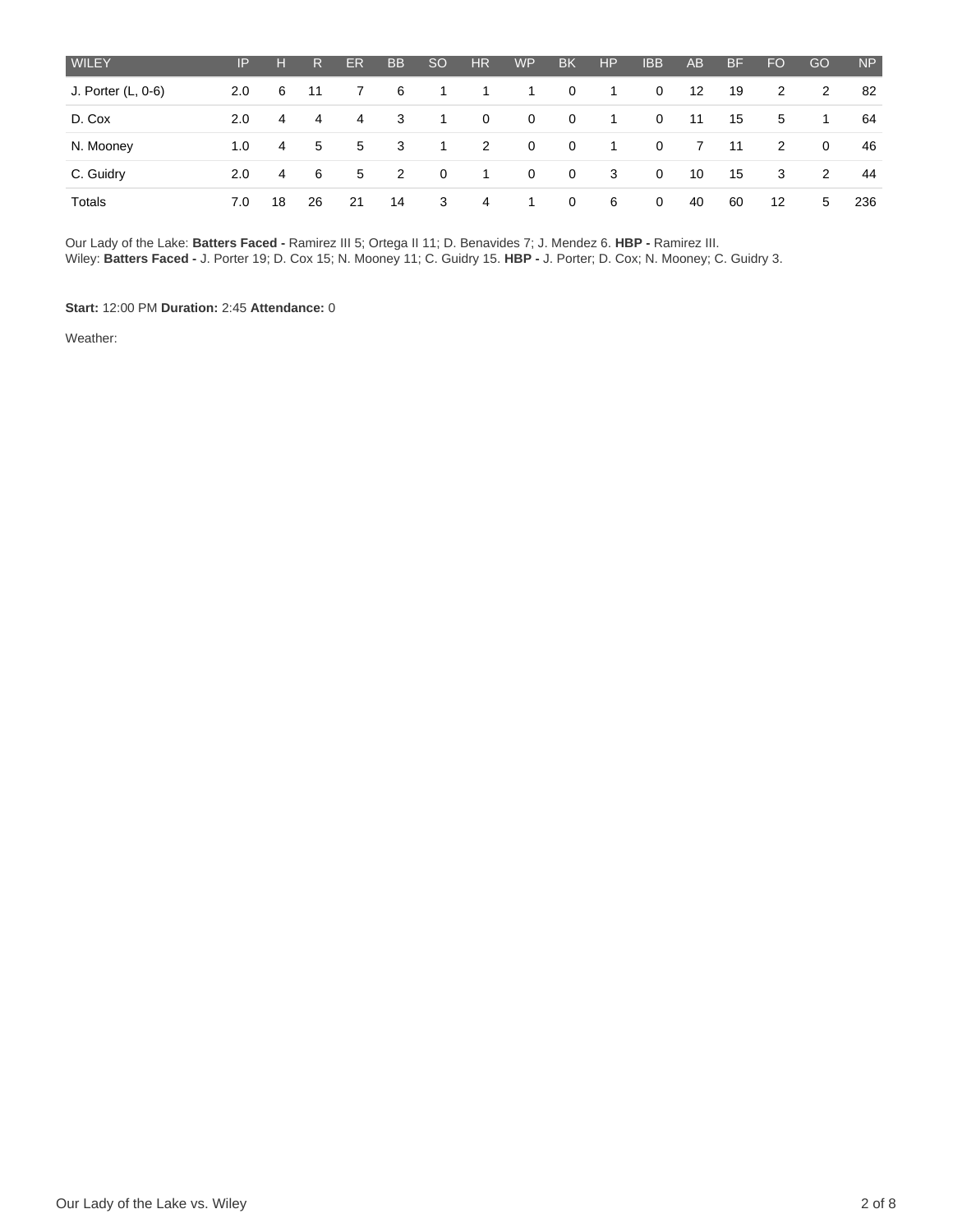| WILEY | IP | H | R | ER | BB | SO | HR | WP | BK | HP | IBB | AB | BF | FO | GO | NP |
|---|---|---|---|---|---|---|---|---|---|---|---|---|---|---|---|---|
| J. Porter (L, 0-6) | 2.0 | 6 | 11 | 7 | 6 | 1 | 1 | 1 | 0 | 1 | 0 | 12 | 19 | 2 | 2 | 82 |
| D. Cox | 2.0 | 4 | 4 | 4 | 3 | 1 | 0 | 0 | 0 | 1 | 0 | 11 | 15 | 5 | 1 | 64 |
| N. Mooney | 1.0 | 4 | 5 | 5 | 3 | 1 | 2 | 0 | 0 | 1 | 0 | 7 | 11 | 2 | 0 | 46 |
| C. Guidry | 2.0 | 4 | 6 | 5 | 2 | 0 | 1 | 0 | 0 | 3 | 0 | 10 | 15 | 3 | 2 | 44 |
| Totals | 7.0 | 18 | 26 | 21 | 14 | 3 | 4 | 1 | 0 | 6 | 0 | 40 | 60 | 12 | 5 | 236 |

Our Lady of the Lake: **Batters Faced -** Ramirez III 5; Ortega II 11; D. Benavides 7; J. Mendez 6. **HBP -** Ramirez III.
Wiley: **Batters Faced -** J. Porter 19; D. Cox 15; N. Mooney 11; C. Guidry 15. **HBP -** J. Porter; D. Cox; N. Mooney; C. Guidry 3.

**Start:** 12:00 PM **Duration:** 2:45 **Attendance:** 0

Weather: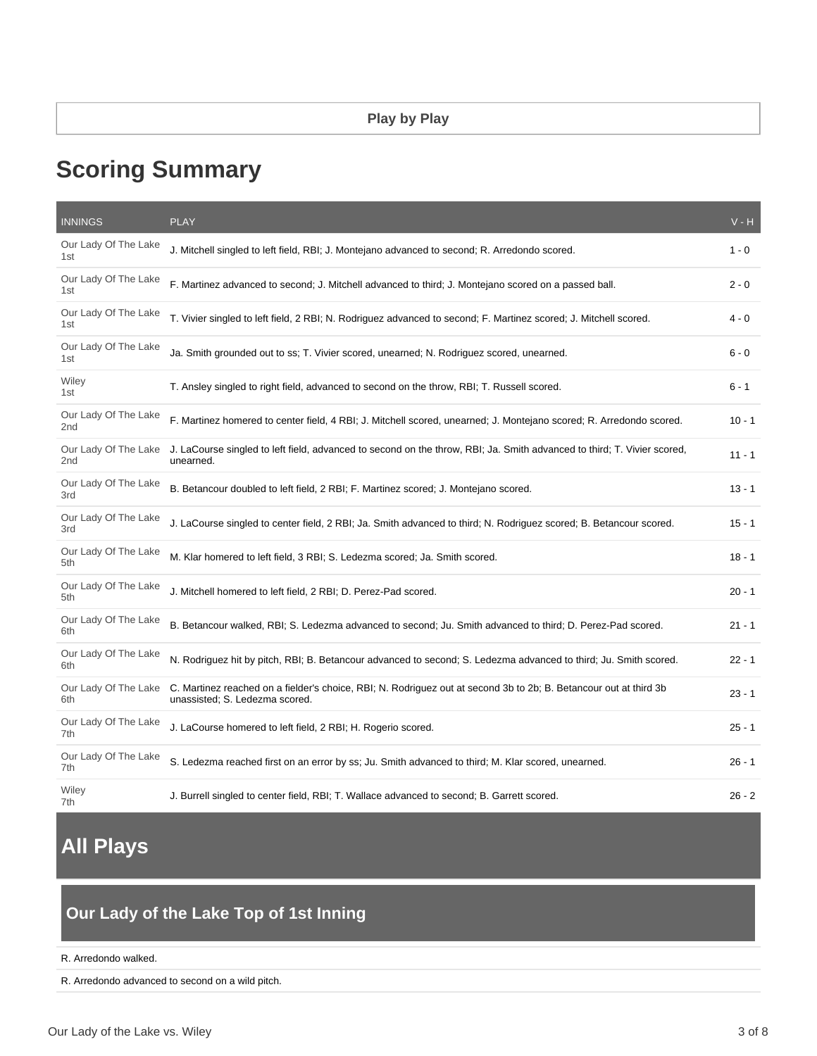**Play by Play**

# Scoring Summary

| INNINGS | PLAY | V - H |
| --- | --- | --- |
| Our Lady Of The Lake 1st | J. Mitchell singled to left field, RBI; J. Montejano advanced to second; R. Arredondo scored. | 1 - 0 |
| Our Lady Of The Lake 1st | F. Martinez advanced to second; J. Mitchell advanced to third; J. Montejano scored on a passed ball. | 2 - 0 |
| Our Lady Of The Lake 1st | T. Vivier singled to left field, 2 RBI; N. Rodriguez advanced to second; F. Martinez scored; J. Mitchell scored. | 4 - 0 |
| Our Lady Of The Lake 1st | Ja. Smith grounded out to ss; T. Vivier scored, unearned; N. Rodriguez scored, unearned. | 6 - 0 |
| Wiley 1st | T. Ansley singled to right field, advanced to second on the throw, RBI; T. Russell scored. | 6 - 1 |
| Our Lady Of The Lake 2nd | F. Martinez homered to center field, 4 RBI; J. Mitchell scored, unearned; J. Montejano scored; R. Arredondo scored. | 10 - 1 |
| Our Lady Of The Lake 2nd | J. LaCourse singled to left field, advanced to second on the throw, RBI; Ja. Smith advanced to third; T. Vivier scored, unearned. | 11 - 1 |
| Our Lady Of The Lake 3rd | B. Betancour doubled to left field, 2 RBI; F. Martinez scored; J. Montejano scored. | 13 - 1 |
| Our Lady Of The Lake 3rd | J. LaCourse singled to center field, 2 RBI; Ja. Smith advanced to third; N. Rodriguez scored; B. Betancour scored. | 15 - 1 |
| Our Lady Of The Lake 5th | M. Klar homered to left field, 3 RBI; S. Ledezma scored; Ja. Smith scored. | 18 - 1 |
| Our Lady Of The Lake 5th | J. Mitchell homered to left field, 2 RBI; D. Perez-Pad scored. | 20 - 1 |
| Our Lady Of The Lake 6th | B. Betancour walked, RBI; S. Ledezma advanced to second; Ju. Smith advanced to third; D. Perez-Pad scored. | 21 - 1 |
| Our Lady Of The Lake 6th | N. Rodriguez hit by pitch, RBI; B. Betancour advanced to second; S. Ledezma advanced to third; Ju. Smith scored. | 22 - 1 |
| Our Lady Of The Lake 6th | C. Martinez reached on a fielder's choice, RBI; N. Rodriguez out at second 3b to 2b; B. Betancour out at third 3b unassisted; S. Ledezma scored. | 23 - 1 |
| Our Lady Of The Lake 7th | J. LaCourse homered to left field, 2 RBI; H. Rogerio scored. | 25 - 1 |
| Our Lady Of The Lake 7th | S. Ledezma reached first on an error by ss; Ju. Smith advanced to third; M. Klar scored, unearned. | 26 - 1 |
| Wiley 7th | J. Burrell singled to center field, RBI; T. Wallace advanced to second; B. Garrett scored. | 26 - 2 |

# All Plays

## Our Lady of the Lake Top of 1st Inning

R. Arredondo walked.

R. Arredondo advanced to second on a wild pitch.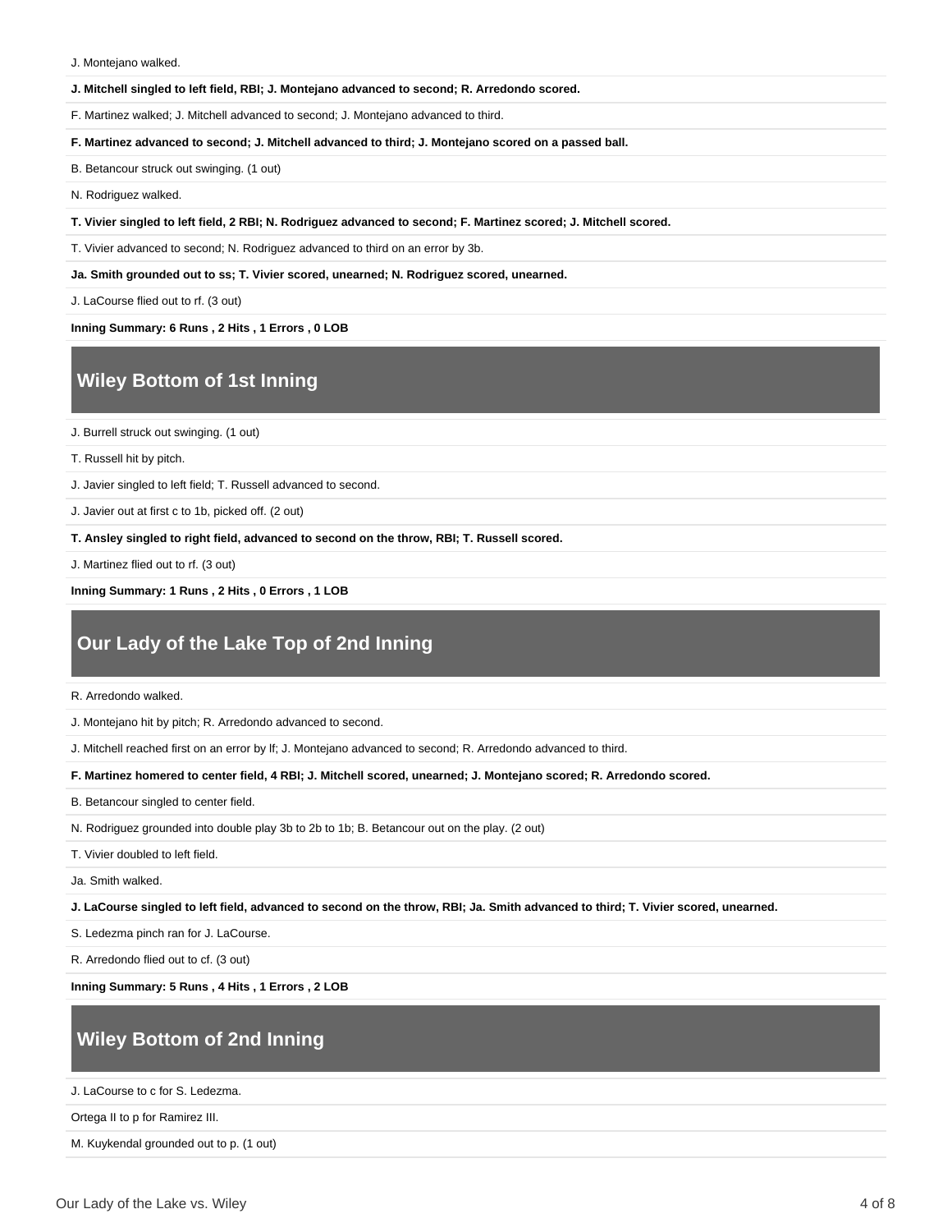J. Montejano walked.

**J. Mitchell singled to left field, RBI; J. Montejano advanced to second; R. Arredondo scored.**

F. Martinez walked; J. Mitchell advanced to second; J. Montejano advanced to third.

**F. Martinez advanced to second; J. Mitchell advanced to third; J. Montejano scored on a passed ball.**

B. Betancour struck out swinging. (1 out)

N. Rodriguez walked.

**T. Vivier singled to left field, 2 RBI; N. Rodriguez advanced to second; F. Martinez scored; J. Mitchell scored.**

T. Vivier advanced to second; N. Rodriguez advanced to third on an error by 3b.

**Ja. Smith grounded out to ss; T. Vivier scored, unearned; N. Rodriguez scored, unearned.**

J. LaCourse flied out to rf. (3 out)

**Inning Summary: 6 Runs , 2 Hits , 1 Errors , 0 LOB**

## Wiley Bottom of 1st Inning

J. Burrell struck out swinging. (1 out)

T. Russell hit by pitch.

J. Javier singled to left field; T. Russell advanced to second.

J. Javier out at first c to 1b, picked off. (2 out)

**T. Ansley singled to right field, advanced to second on the throw, RBI; T. Russell scored.**

J. Martinez flied out to rf. (3 out)

**Inning Summary: 1 Runs , 2 Hits , 0 Errors , 1 LOB**

## Our Lady of the Lake Top of 2nd Inning

R. Arredondo walked.

J. Montejano hit by pitch; R. Arredondo advanced to second.

J. Mitchell reached first on an error by lf; J. Montejano advanced to second; R. Arredondo advanced to third.

**F. Martinez homered to center field, 4 RBI; J. Mitchell scored, unearned; J. Montejano scored; R. Arredondo scored.**

B. Betancour singled to center field.

N. Rodriguez grounded into double play 3b to 2b to 1b; B. Betancour out on the play. (2 out)

T. Vivier doubled to left field.

Ja. Smith walked.

**J. LaCourse singled to left field, advanced to second on the throw, RBI; Ja. Smith advanced to third; T. Vivier scored, unearned.**

S. Ledezma pinch ran for J. LaCourse.

R. Arredondo flied out to cf. (3 out)

**Inning Summary: 5 Runs , 4 Hits , 1 Errors , 2 LOB**

## Wiley Bottom of 2nd Inning

J. LaCourse to c for S. Ledezma.

Ortega II to p for Ramirez III.

M. Kuykendal grounded out to p. (1 out)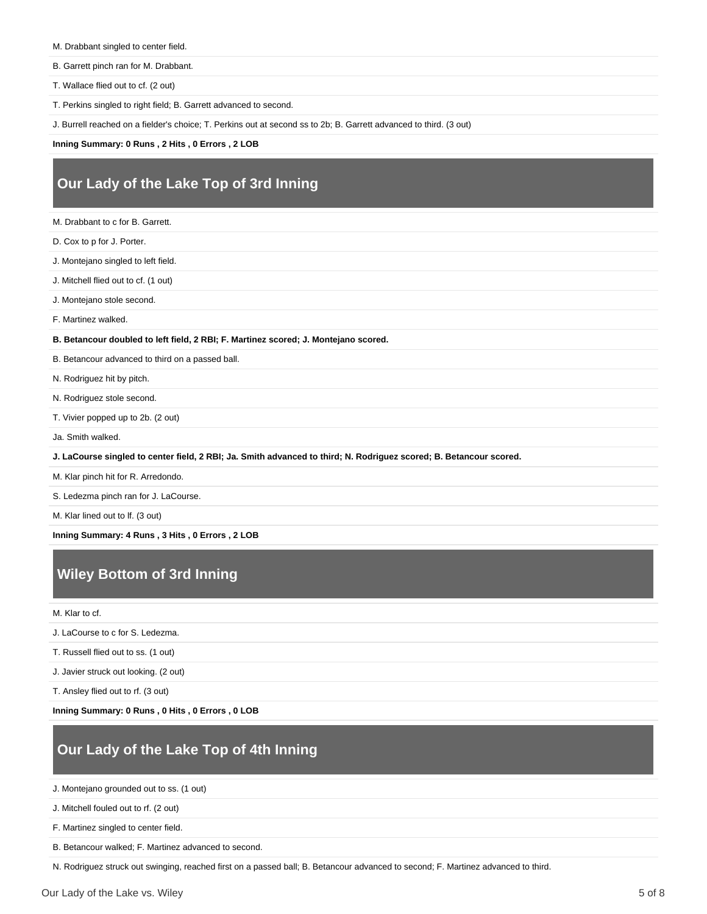M. Drabbant singled to center field.

B. Garrett pinch ran for M. Drabbant.

T. Wallace flied out to cf. (2 out)

T. Perkins singled to right field; B. Garrett advanced to second.

J. Burrell reached on a fielder's choice; T. Perkins out at second ss to 2b; B. Garrett advanced to third. (3 out)

**Inning Summary: 0 Runs , 2 Hits , 0 Errors , 2 LOB**

## Our Lady of the Lake Top of 3rd Inning

M. Drabbant to c for B. Garrett.

D. Cox to p for J. Porter.

J. Montejano singled to left field.

J. Mitchell flied out to cf. (1 out)

J. Montejano stole second.

F. Martinez walked.

**B. Betancour doubled to left field, 2 RBI; F. Martinez scored; J. Montejano scored.**

B. Betancour advanced to third on a passed ball.

N. Rodriguez hit by pitch.

N. Rodriguez stole second.

T. Vivier popped up to 2b. (2 out)

Ja. Smith walked.

**J. LaCourse singled to center field, 2 RBI; Ja. Smith advanced to third; N. Rodriguez scored; B. Betancour scored.**

M. Klar pinch hit for R. Arredondo.

S. Ledezma pinch ran for J. LaCourse.

M. Klar lined out to lf. (3 out)

**Inning Summary: 4 Runs , 3 Hits , 0 Errors , 2 LOB**

## Wiley Bottom of 3rd Inning

M. Klar to cf.

J. LaCourse to c for S. Ledezma.

T. Russell flied out to ss. (1 out)

J. Javier struck out looking. (2 out)

T. Ansley flied out to rf. (3 out)

**Inning Summary: 0 Runs , 0 Hits , 0 Errors , 0 LOB**

## Our Lady of the Lake Top of 4th Inning

J. Montejano grounded out to ss. (1 out)

J. Mitchell fouled out to rf. (2 out)

F. Martinez singled to center field.

B. Betancour walked; F. Martinez advanced to second.

N. Rodriguez struck out swinging, reached first on a passed ball; B. Betancour advanced to second; F. Martinez advanced to third.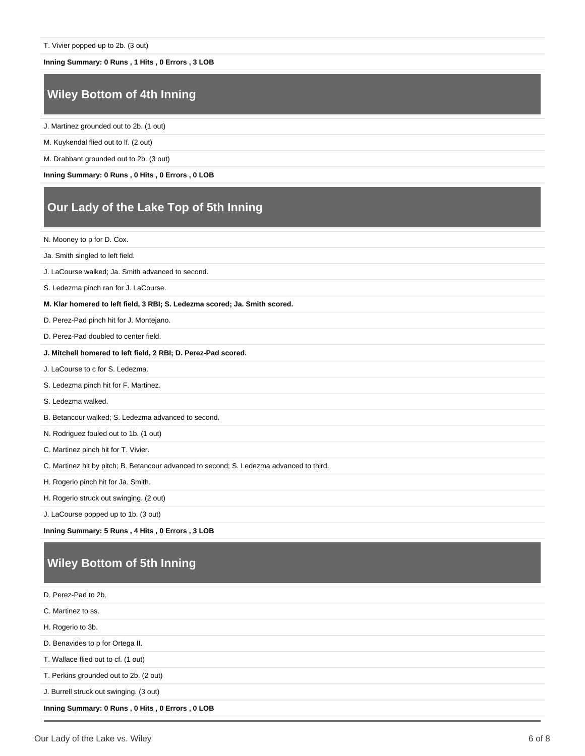T. Vivier popped up to 2b. (3 out)

**Inning Summary: 0 Runs , 1 Hits , 0 Errors , 3 LOB**

## Wiley Bottom of 4th Inning

J. Martinez grounded out to 2b. (1 out)

M. Kuykendal flied out to lf. (2 out)

M. Drabbant grounded out to 2b. (3 out)

**Inning Summary: 0 Runs , 0 Hits , 0 Errors , 0 LOB**

## Our Lady of the Lake Top of 5th Inning

N. Mooney to p for D. Cox.

Ja. Smith singled to left field.

J. LaCourse walked; Ja. Smith advanced to second.

S. Ledezma pinch ran for J. LaCourse.

**M. Klar homered to left field, 3 RBI; S. Ledezma scored; Ja. Smith scored.**

D. Perez-Pad pinch hit for J. Montejano.

D. Perez-Pad doubled to center field.

**J. Mitchell homered to left field, 2 RBI; D. Perez-Pad scored.**

J. LaCourse to c for S. Ledezma.

S. Ledezma pinch hit for F. Martinez.

S. Ledezma walked.

B. Betancour walked; S. Ledezma advanced to second.

N. Rodriguez fouled out to 1b. (1 out)

C. Martinez pinch hit for T. Vivier.

C. Martinez hit by pitch; B. Betancour advanced to second; S. Ledezma advanced to third.

H. Rogerio pinch hit for Ja. Smith.

H. Rogerio struck out swinging. (2 out)

J. LaCourse popped up to 1b. (3 out)

**Inning Summary: 5 Runs , 4 Hits , 0 Errors , 3 LOB**

## Wiley Bottom of 5th Inning

D. Perez-Pad to 2b.

C. Martinez to ss.

H. Rogerio to 3b.

D. Benavides to p for Ortega II.

T. Wallace flied out to cf. (1 out)

T. Perkins grounded out to 2b. (2 out)

J. Burrell struck out swinging. (3 out)

**Inning Summary: 0 Runs , 0 Hits , 0 Errors , 0 LOB**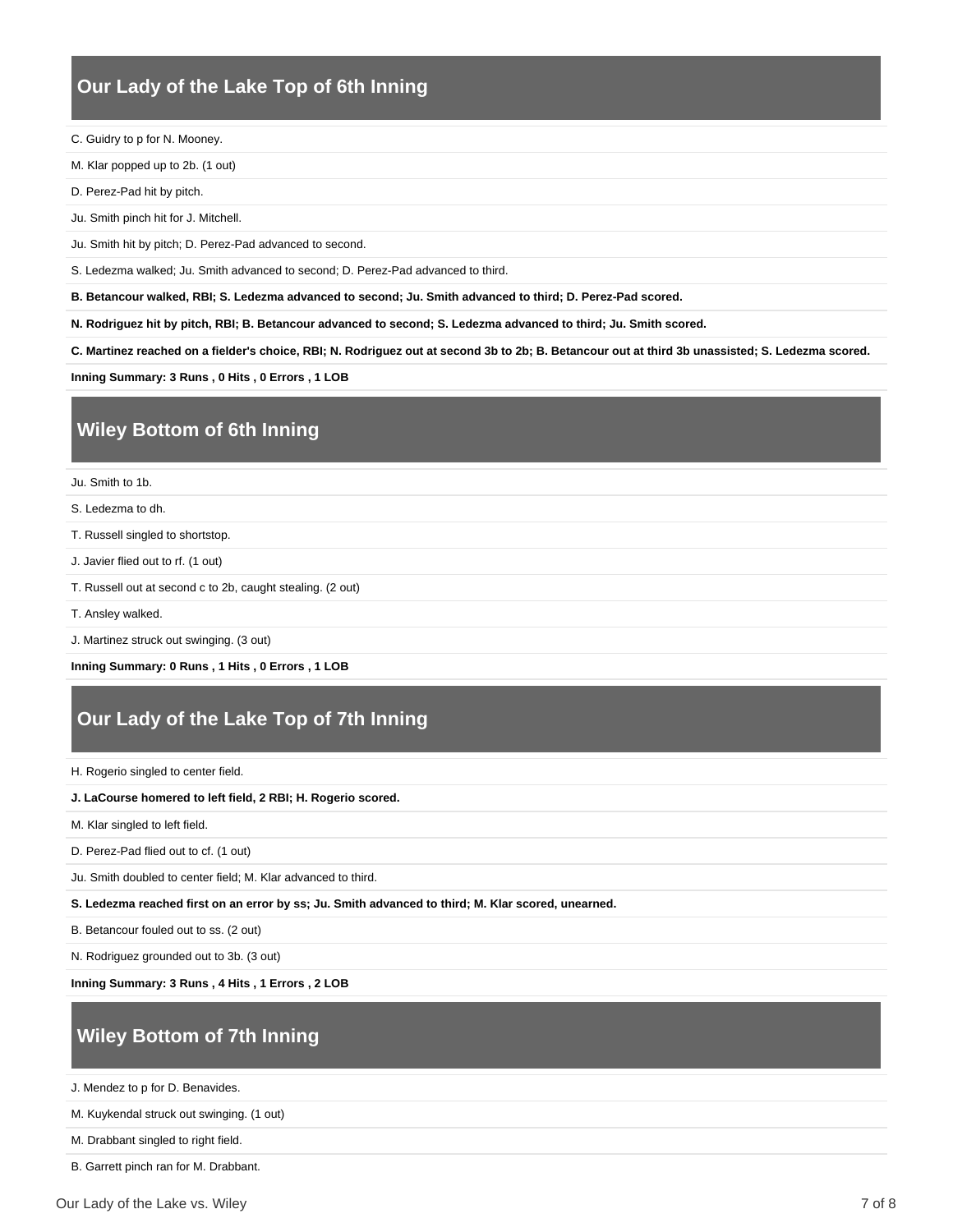## Our Lady of the Lake Top of 6th Inning

C. Guidry to p for N. Mooney.

M. Klar popped up to 2b. (1 out)

D. Perez-Pad hit by pitch.

Ju. Smith pinch hit for J. Mitchell.

Ju. Smith hit by pitch; D. Perez-Pad advanced to second.

S. Ledezma walked; Ju. Smith advanced to second; D. Perez-Pad advanced to third.

**B. Betancour walked, RBI; S. Ledezma advanced to second; Ju. Smith advanced to third; D. Perez-Pad scored.**

**N. Rodriguez hit by pitch, RBI; B. Betancour advanced to second; S. Ledezma advanced to third; Ju. Smith scored.**

**C. Martinez reached on a fielder's choice, RBI; N. Rodriguez out at second 3b to 2b; B. Betancour out at third 3b unassisted; S. Ledezma scored.**

**Inning Summary: 3 Runs , 0 Hits , 0 Errors , 1 LOB**

## Wiley Bottom of 6th Inning

Ju. Smith to 1b.

S. Ledezma to dh.

T. Russell singled to shortstop.

J. Javier flied out to rf. (1 out)

T. Russell out at second c to 2b, caught stealing. (2 out)

T. Ansley walked.

J. Martinez struck out swinging. (3 out)

**Inning Summary: 0 Runs , 1 Hits , 0 Errors , 1 LOB**

## Our Lady of the Lake Top of 7th Inning

H. Rogerio singled to center field.

**J. LaCourse homered to left field, 2 RBI; H. Rogerio scored.**

M. Klar singled to left field.

D. Perez-Pad flied out to cf. (1 out)

Ju. Smith doubled to center field; M. Klar advanced to third.

**S. Ledezma reached first on an error by ss; Ju. Smith advanced to third; M. Klar scored, unearned.**

B. Betancour fouled out to ss. (2 out)

N. Rodriguez grounded out to 3b. (3 out)

**Inning Summary: 3 Runs , 4 Hits , 1 Errors , 2 LOB**

## Wiley Bottom of 7th Inning

J. Mendez to p for D. Benavides.

M. Kuykendal struck out swinging. (1 out)

M. Drabbant singled to right field.

B. Garrett pinch ran for M. Drabbant.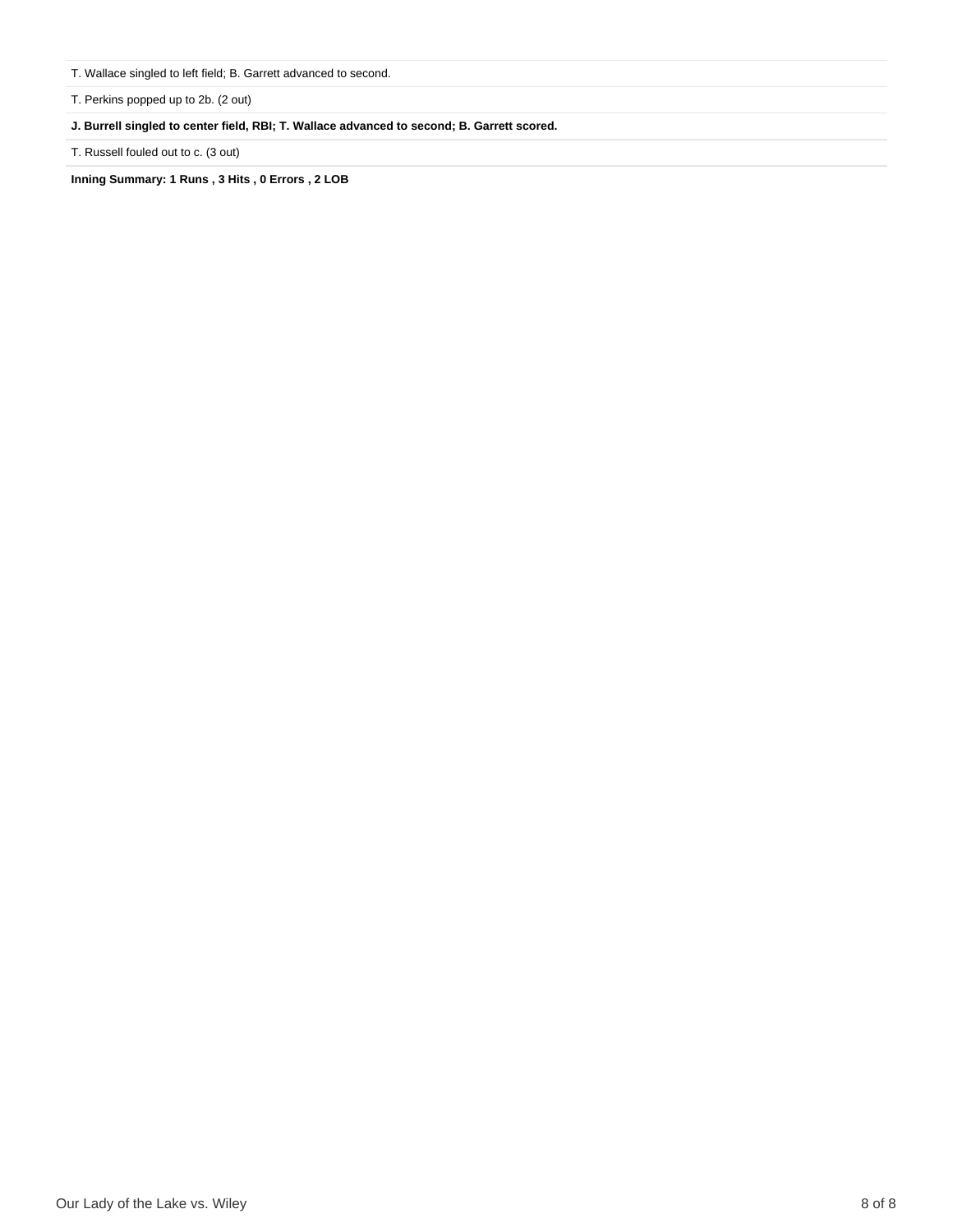T. Wallace singled to left field; B. Garrett advanced to second.

T. Perkins popped up to 2b. (2 out)

**J. Burrell singled to center field, RBI; T. Wallace advanced to second; B. Garrett scored.**

T. Russell fouled out to c. (3 out)

**Inning Summary: 1 Runs , 3 Hits , 0 Errors , 2 LOB**